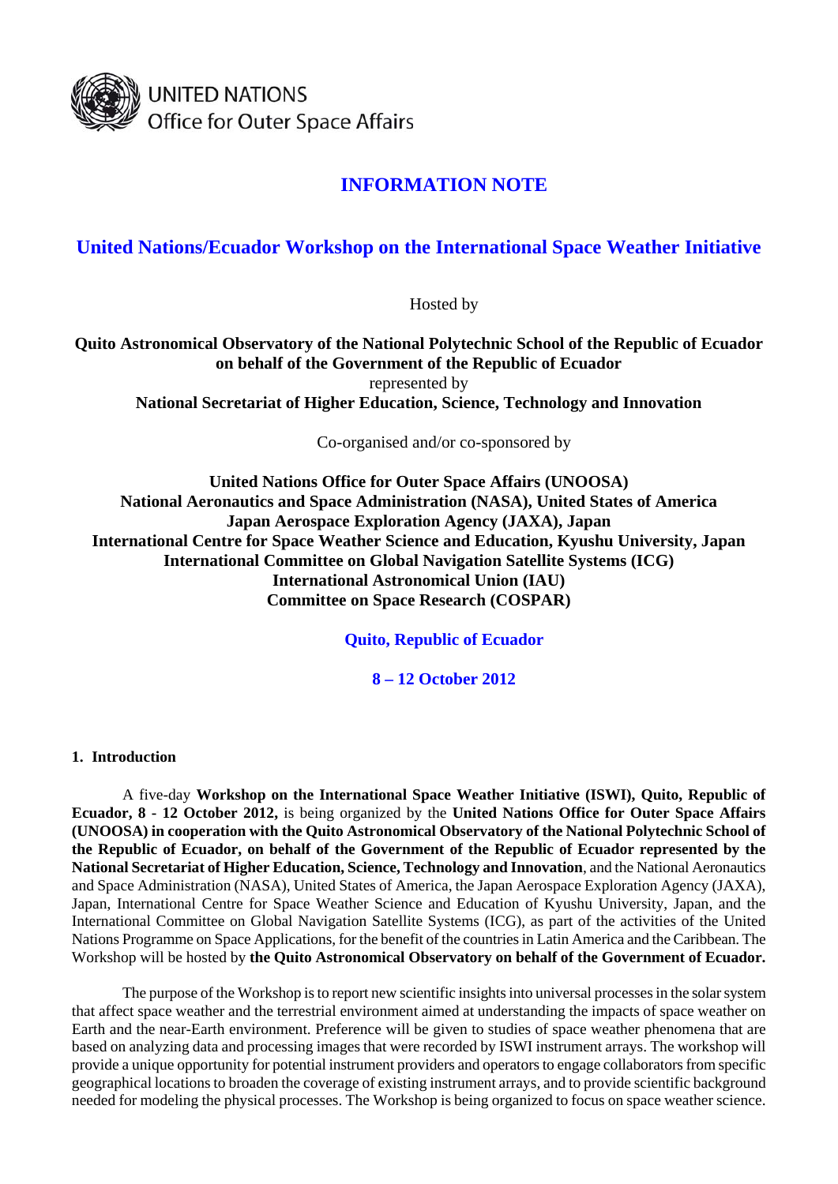UNITED NATIONS
Office for Outer Space Affairs

# INFORMATION NOTE

## United Nations/Ecuador Workshop on the International Space Weather Initiative

Hosted by

**Quito Astronomical Observatory of the National Polytechnic School of the Republic of Ecuador on behalf of the Government of the Republic of Ecuador**
represented by
**National Secretariat of Higher Education, Science, Technology and Innovation**

Co-organised and/or co-sponsored by

**United Nations Office for Outer Space Affairs (UNOOSA)**
**National Aeronautics and Space Administration (NASA), United States of America**
**Japan Aerospace Exploration Agency (JAXA), Japan**
**International Centre for Space Weather Science and Education, Kyushu University, Japan**
**International Committee on Global Navigation Satellite Systems (ICG)**
**International Astronomical Union (IAU)**
**Committee on Space Research (COSPAR)**

**Quito, Republic of Ecuador**

**8 – 12 October 2012**

### 1. Introduction

A five-day **Workshop on the International Space Weather Initiative (ISWI), Quito, Republic of Ecuador, 8 - 12 October 2012,** is being organized by the **United Nations Office for Outer Space Affairs (UNOOSA) in cooperation with the Quito Astronomical Observatory of the National Polytechnic School of the Republic of Ecuador, on behalf of the Government of the Republic of Ecuador represented by the National Secretariat of Higher Education, Science, Technology and Innovation**, and the National Aeronautics and Space Administration (NASA), United States of America, the Japan Aerospace Exploration Agency (JAXA), Japan, International Centre for Space Weather Science and Education of Kyushu University, Japan, and the International Committee on Global Navigation Satellite Systems (ICG), as part of the activities of the United Nations Programme on Space Applications, for the benefit of the countries in Latin America and the Caribbean. The Workshop will be hosted by **the Quito Astronomical Observatory on behalf of the Government of Ecuador.**

The purpose of the Workshop is to report new scientific insights into universal processes in the solar system that affect space weather and the terrestrial environment aimed at understanding the impacts of space weather on Earth and the near-Earth environment. Preference will be given to studies of space weather phenomena that are based on analyzing data and processing images that were recorded by ISWI instrument arrays. The workshop will provide a unique opportunity for potential instrument providers and operators to engage collaborators from specific geographical locations to broaden the coverage of existing instrument arrays, and to provide scientific background needed for modeling the physical processes. The Workshop is being organized to focus on space weather science.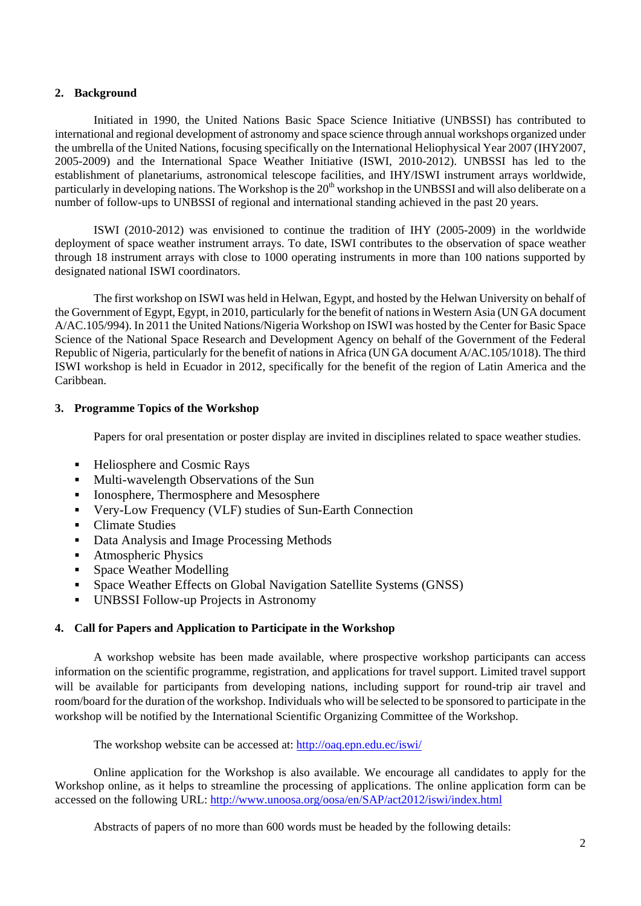## 2. Background

Initiated in 1990, the United Nations Basic Space Science Initiative (UNBSSI) has contributed to international and regional development of astronomy and space science through annual workshops organized under the umbrella of the United Nations, focusing specifically on the International Heliophysical Year 2007 (IHY2007, 2005-2009) and the International Space Weather Initiative (ISWI, 2010-2012). UNBSSI has led to the establishment of planetariums, astronomical telescope facilities, and IHY/ISWI instrument arrays worldwide, particularly in developing nations. The Workshop is the 20th workshop in the UNBSSI and will also deliberate on a number of follow-ups to UNBSSI of regional and international standing achieved in the past 20 years.

ISWI (2010-2012) was envisioned to continue the tradition of IHY (2005-2009) in the worldwide deployment of space weather instrument arrays. To date, ISWI contributes to the observation of space weather through 18 instrument arrays with close to 1000 operating instruments in more than 100 nations supported by designated national ISWI coordinators.

The first workshop on ISWI was held in Helwan, Egypt, and hosted by the Helwan University on behalf of the Government of Egypt, Egypt, in 2010, particularly for the benefit of nations in Western Asia (UN GA document A/AC.105/994). In 2011 the United Nations/Nigeria Workshop on ISWI was hosted by the Center for Basic Space Science of the National Space Research and Development Agency on behalf of the Government of the Federal Republic of Nigeria, particularly for the benefit of nations in Africa (UN GA document A/AC.105/1018). The third ISWI workshop is held in Ecuador in 2012, specifically for the benefit of the region of Latin America and the Caribbean.

## 3. Programme Topics of the Workshop

Papers for oral presentation or poster display are invited in disciplines related to space weather studies.

- Heliosphere and Cosmic Rays
- Multi-wavelength Observations of the Sun
- Ionosphere, Thermosphere and Mesosphere
- Very-Low Frequency (VLF) studies of Sun-Earth Connection
- Climate Studies
- Data Analysis and Image Processing Methods
- Atmospheric Physics
- Space Weather Modelling
- Space Weather Effects on Global Navigation Satellite Systems (GNSS)
- UNBSSI Follow-up Projects in Astronomy

## 4. Call for Papers and Application to Participate in the Workshop

A workshop website has been made available, where prospective workshop participants can access information on the scientific programme, registration, and applications for travel support. Limited travel support will be available for participants from developing nations, including support for round-trip air travel and room/board for the duration of the workshop. Individuals who will be selected to be sponsored to participate in the workshop will be notified by the International Scientific Organizing Committee of the Workshop.

The workshop website can be accessed at: http://oaq.epn.edu.ec/iswi/

Online application for the Workshop is also available. We encourage all candidates to apply for the Workshop online, as it helps to streamline the processing of applications. The online application form can be accessed on the following URL: http://www.unoosa.org/oosa/en/SAP/act2012/iswi/index.html

Abstracts of papers of no more than 600 words must be headed by the following details: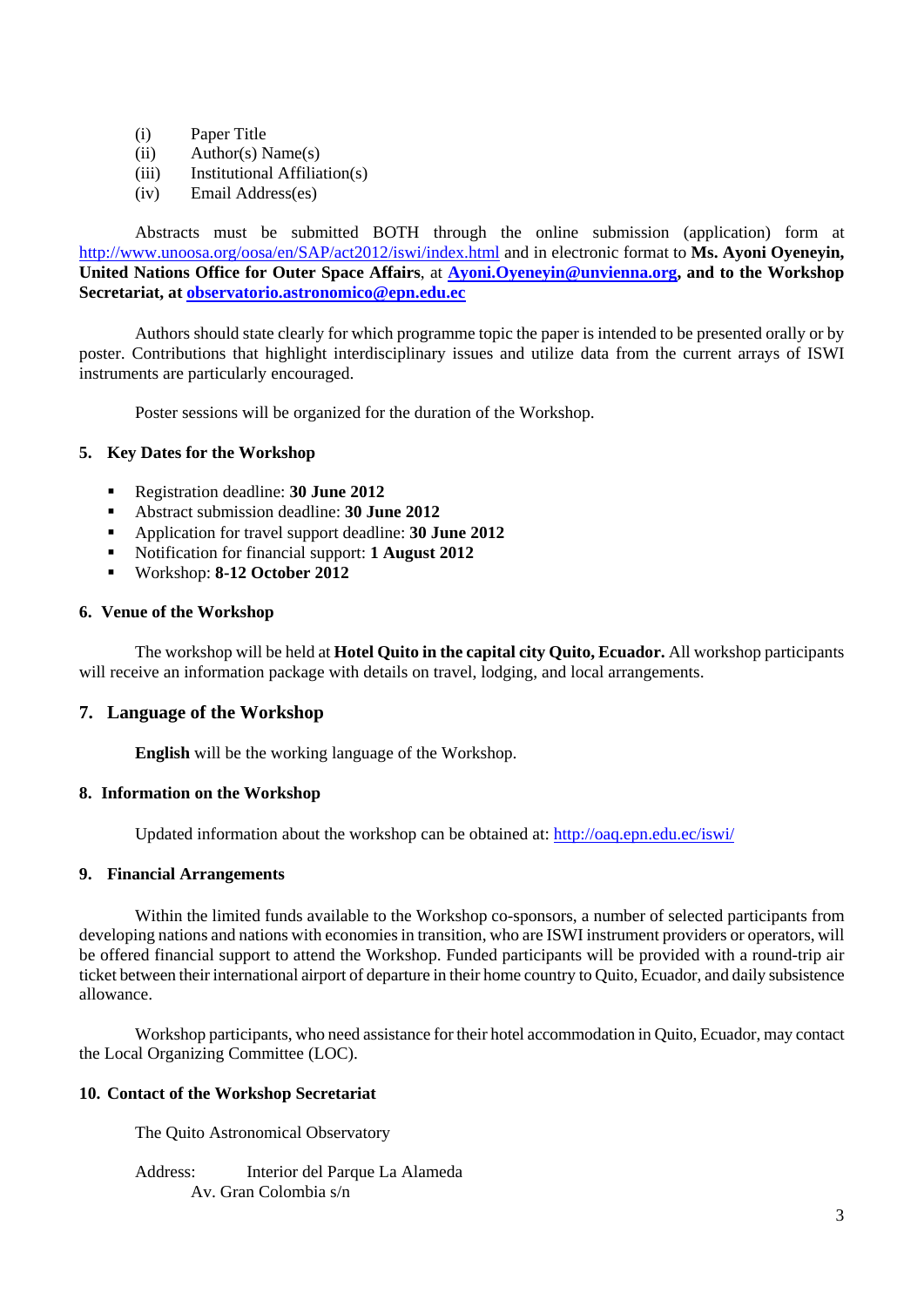(i) Paper Title
(ii) Author(s) Name(s)
(iii) Institutional Affiliation(s)
(iv) Email Address(es)

Abstracts must be submitted BOTH through the online submission (application) form at http://www.unoosa.org/oosa/en/SAP/act2012/iswi/index.html and in electronic format to **Ms. Ayoni Oyeneyin, United Nations Office for Outer Space Affairs**, at **Ayoni.Oyeneyin@unvienna.org, and to the Workshop Secretariat, at observatorio.astronomico@epn.edu.ec**

Authors should state clearly for which programme topic the paper is intended to be presented orally or by poster. Contributions that highlight interdisciplinary issues and utilize data from the current arrays of ISWI instruments are particularly encouraged.

Poster sessions will be organized for the duration of the Workshop.

## 5. Key Dates for the Workshop

- Registration deadline: **30 June 2012**
- Abstract submission deadline: **30 June 2012**
- Application for travel support deadline: **30 June 2012**
- Notification for financial support: **1 August 2012**
- Workshop: **8-12 October 2012**

## 6. Venue of the Workshop

The workshop will be held at **Hotel Quito in the capital city Quito, Ecuador.** All workshop participants will receive an information package with details on travel, lodging, and local arrangements.

## 7. Language of the Workshop

**English** will be the working language of the Workshop.

## 8. Information on the Workshop

Updated information about the workshop can be obtained at: http://oaq.epn.edu.ec/iswi/

## 9. Financial Arrangements

Within the limited funds available to the Workshop co-sponsors, a number of selected participants from developing nations and nations with economies in transition, who are ISWI instrument providers or operators, will be offered financial support to attend the Workshop. Funded participants will be provided with a round-trip air ticket between their international airport of departure in their home country to Quito, Ecuador, and daily subsistence allowance.

Workshop participants, who need assistance for their hotel accommodation in Quito, Ecuador, may contact the Local Organizing Committee (LOC).

## 10. Contact of the Workshop Secretariat

The Quito Astronomical Observatory

Address: Interior del Parque La Alameda
Av. Gran Colombia s/n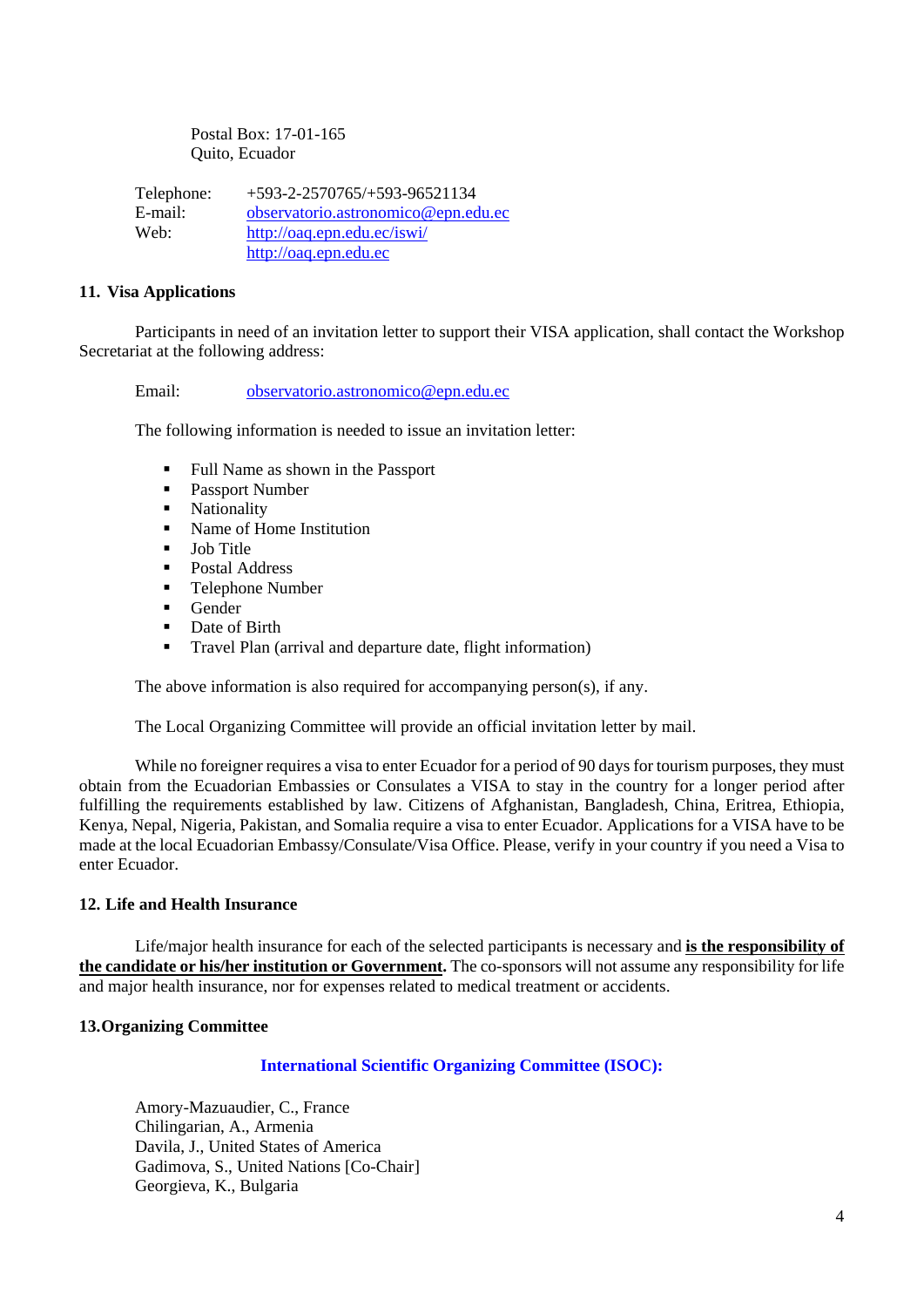Postal Box: 17-01-165
Quito, Ecuador

Telephone: +593-2-2570765/+593-96521134
E-mail: observatorio.astronomico@epn.edu.ec
Web: http://oaq.epn.edu.ec/iswi/
http://oaq.epn.edu.ec

## 11. Visa Applications

Participants in need of an invitation letter to support their VISA application, shall contact the Workshop Secretariat at the following address:

Email: observatorio.astronomico@epn.edu.ec

The following information is needed to issue an invitation letter:

- Full Name as shown in the Passport
- Passport Number
- Nationality
- Name of Home Institution
- Job Title
- Postal Address
- Telephone Number
- Gender
- Date of Birth
- Travel Plan (arrival and departure date, flight information)

The above information is also required for accompanying person(s), if any.

The Local Organizing Committee will provide an official invitation letter by mail.

While no foreigner requires a visa to enter Ecuador for a period of 90 days for tourism purposes, they must obtain from the Ecuadorian Embassies or Consulates a VISA to stay in the country for a longer period after fulfilling the requirements established by law. Citizens of Afghanistan, Bangladesh, China, Eritrea, Ethiopia, Kenya, Nepal, Nigeria, Pakistan, and Somalia require a visa to enter Ecuador. Applications for a VISA have to be made at the local Ecuadorian Embassy/Consulate/Visa Office. Please, verify in your country if you need a Visa to enter Ecuador.

## 12. Life and Health Insurance

Life/major health insurance for each of the selected participants is necessary and **is the responsibility of the candidate or his/her institution or Government.** The co-sponsors will not assume any responsibility for life and major health insurance, nor for expenses related to medical treatment or accidents.

## 13. Organizing Committee

### International Scientific Organizing Committee (ISOC):

Amory-Mazuaudier, C., France
Chilingarian, A., Armenia
Davila, J., United States of America
Gadimova, S., United Nations [Co-Chair]
Georgieva, K., Bulgaria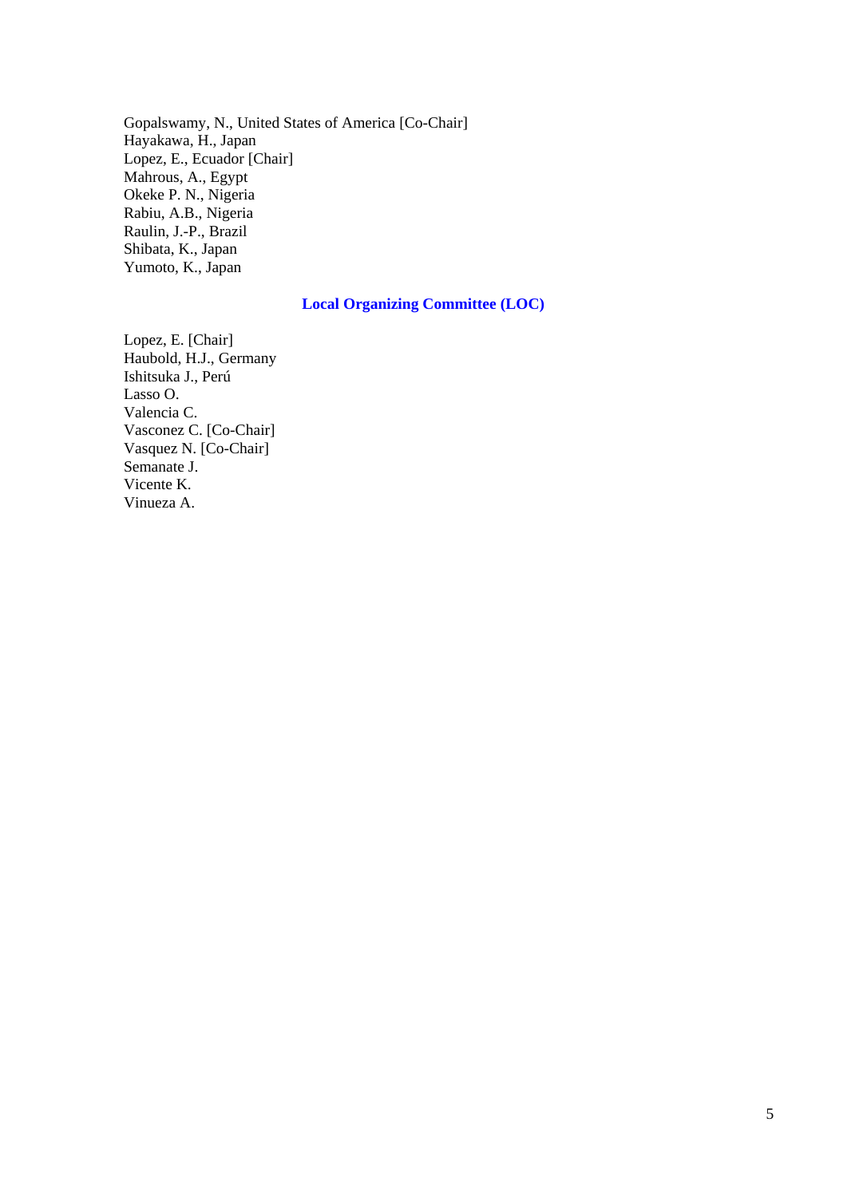Gopalswamy, N., United States of America [Co-Chair]
Hayakawa, H., Japan
Lopez, E., Ecuador [Chair]
Mahrous, A., Egypt
Okeke P. N., Nigeria
Rabiu, A.B., Nigeria
Raulin, J.-P., Brazil
Shibata, K., Japan
Yumoto, K., Japan

## Local Organizing Committee (LOC)

Lopez, E. [Chair]
Haubold, H.J., Germany
Ishitsuka J., Perú
Lasso O.
Valencia C.
Vasconez C. [Co-Chair]
Vasquez N. [Co-Chair]
Semanate J.
Vicente K.
Vinueza A.